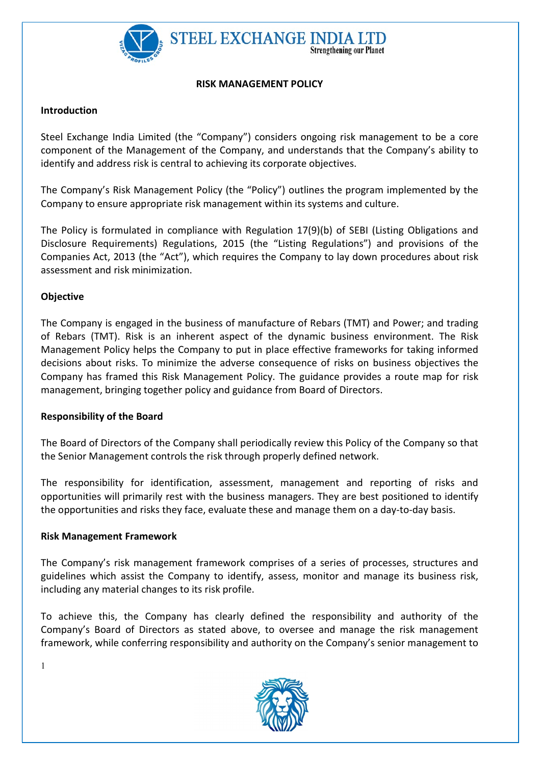# RISK MANAGEMENT POLICY

## Introduction

Steel Exchange India Limited (the "Company") considers ongoing risk management to be a core component of the Management of the Company, and understands that the Company's ability to identify and address risk is central to achieving its corporate objectives.

The Company's Risk Management Policy (the "Policy") outlines the program implemented by the Company to ensure appropriate risk management within its systems and culture.

The Policy is formulated in compliance with Regulation 17(9)(b) of SEBI (Listing Obligations and Disclosure Requirements) Regulations, 2015 (the "Listing Regulations") and provisions of the Companies Act, 2013 (the "Act"), which requires the Company to lay down procedures about risk assessment and risk minimization.

## Objective

The Company is engaged in the business of manufacture of Rebars (TMT) and Power; and trading of Rebars (TMT). Risk is an inherent aspect of the dynamic business environment. The Risk Management Policy helps the Company to put in place effective frameworks for taking informed decisions about risks. To minimize the adverse consequence of risks on business objectives the Company has framed this Risk Management Policy. The guidance provides a route map for risk management, bringing together policy and guidance from Board of Directors.

## Responsibility of the Board

The Board of Directors of the Company shall periodically review this Policy of the Company so that the Senior Management controls the risk through properly defined network.

The responsibility for identification, assessment, management and reporting of risks and opportunities will primarily rest with the business managers. They are best positioned to identify the opportunities and risks they face, evaluate these and manage them on a day-to-day basis.

## Risk Management Framework

The Company's risk management framework comprises of a series of processes, structures and guidelines which assist the Company to identify, assess, monitor and manage its business risk, including any material changes to its risk profile.

To achieve this, the Company has clearly defined the responsibility and authority of the Company's Board of Directors as stated above, to oversee and manage the risk management framework, while conferring responsibility and authority on the Company's senior management to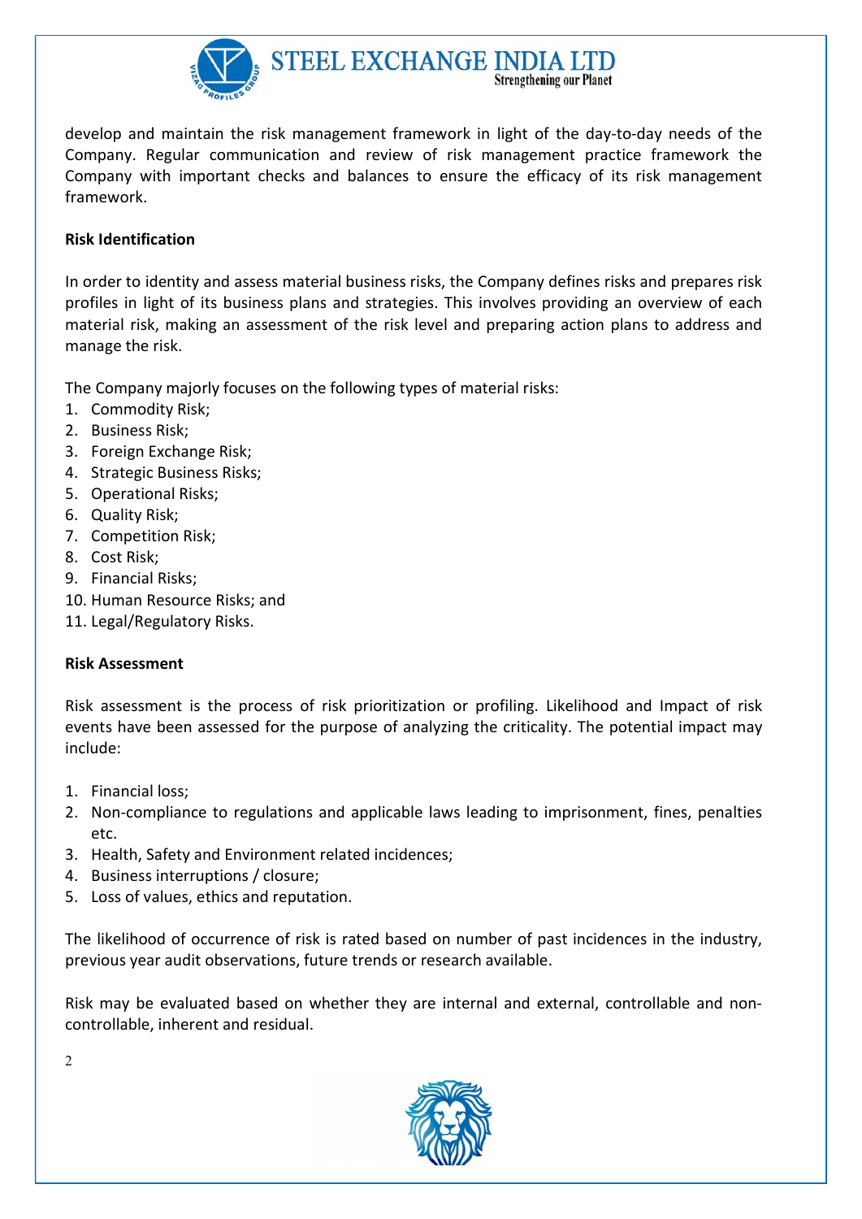develop and maintain the risk management framework in light of the day-to-day needs of the Company. Regular communication and review of risk management practice framework the Company with important checks and balances to ensure the efficacy of its risk management framework.

**Risk Identification**

In order to identity and assess material business risks, the Company defines risks and prepares risk profiles in light of its business plans and strategies. This involves providing an overview of each material risk, making an assessment of the risk level and preparing action plans to address and manage the risk.

The Company majorly focuses on the following types of material risks:

1. Commodity Risk;
2. Business Risk;
3. Foreign Exchange Risk;
4. Strategic Business Risks;
5. Operational Risks;
6. Quality Risk;
7. Competition Risk;
8. Cost Risk;
9. Financial Risks;
10. Human Resource Risks; and
11. Legal/Regulatory Risks.

**Risk Assessment**

Risk assessment is the process of risk prioritization or profiling. Likelihood and Impact of risk events have been assessed for the purpose of analyzing the criticality. The potential impact may include:

1. Financial loss;
2. Non-compliance to regulations and applicable laws leading to imprisonment, fines, penalties etc.
3. Health, Safety and Environment related incidences;
4. Business interruptions / closure;
5. Loss of values, ethics and reputation.

The likelihood of occurrence of risk is rated based on number of past incidences in the industry, previous year audit observations, future trends or research available.

Risk may be evaluated based on whether they are internal and external, controllable and non-controllable, inherent and residual.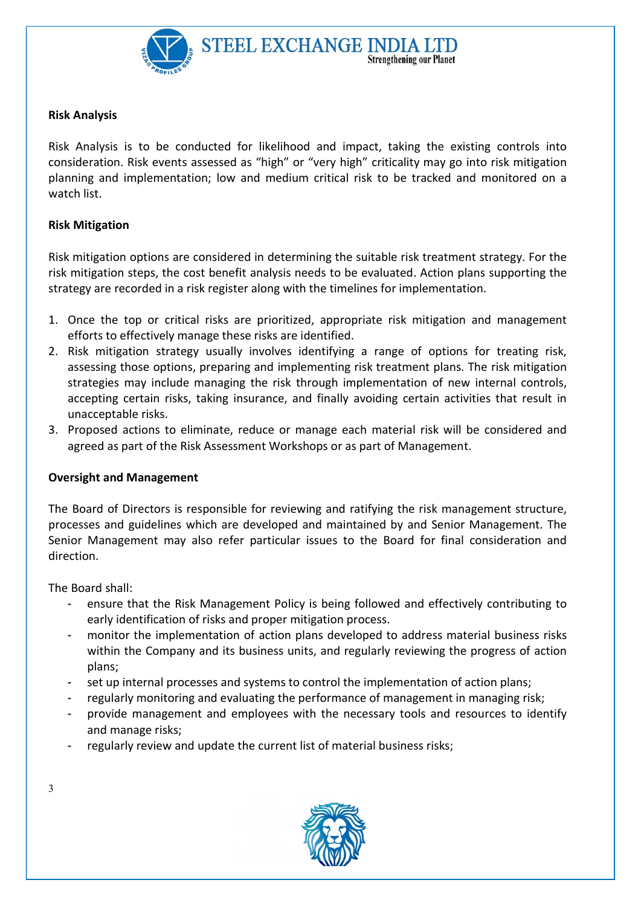**Risk Analysis**

Risk Analysis is to be conducted for likelihood and impact, taking the existing controls into consideration. Risk events assessed as "high" or "very high" criticality may go into risk mitigation planning and implementation; low and medium critical risk to be tracked and monitored on a watch list.

**Risk Mitigation**

Risk mitigation options are considered in determining the suitable risk treatment strategy. For the risk mitigation steps, the cost benefit analysis needs to be evaluated. Action plans supporting the strategy are recorded in a risk register along with the timelines for implementation.

1. Once the top or critical risks are prioritized, appropriate risk mitigation and management efforts to effectively manage these risks are identified.
2. Risk mitigation strategy usually involves identifying a range of options for treating risk, assessing those options, preparing and implementing risk treatment plans. The risk mitigation strategies may include managing the risk through implementation of new internal controls, accepting certain risks, taking insurance, and finally avoiding certain activities that result in unacceptable risks.
3. Proposed actions to eliminate, reduce or manage each material risk will be considered and agreed as part of the Risk Assessment Workshops or as part of Management.

**Oversight and Management**

The Board of Directors is responsible for reviewing and ratifying the risk management structure, processes and guidelines which are developed and maintained by and Senior Management. The Senior Management may also refer particular issues to the Board for final consideration and direction.

The Board shall:

- ensure that the Risk Management Policy is being followed and effectively contributing to early identification of risks and proper mitigation process.
- monitor the implementation of action plans developed to address material business risks within the Company and its business units, and regularly reviewing the progress of action plans;
- set up internal processes and systems to control the implementation of action plans;
- regularly monitoring and evaluating the performance of management in managing risk;
- provide management and employees with the necessary tools and resources to identify and manage risks;
- regularly review and update the current list of material business risks;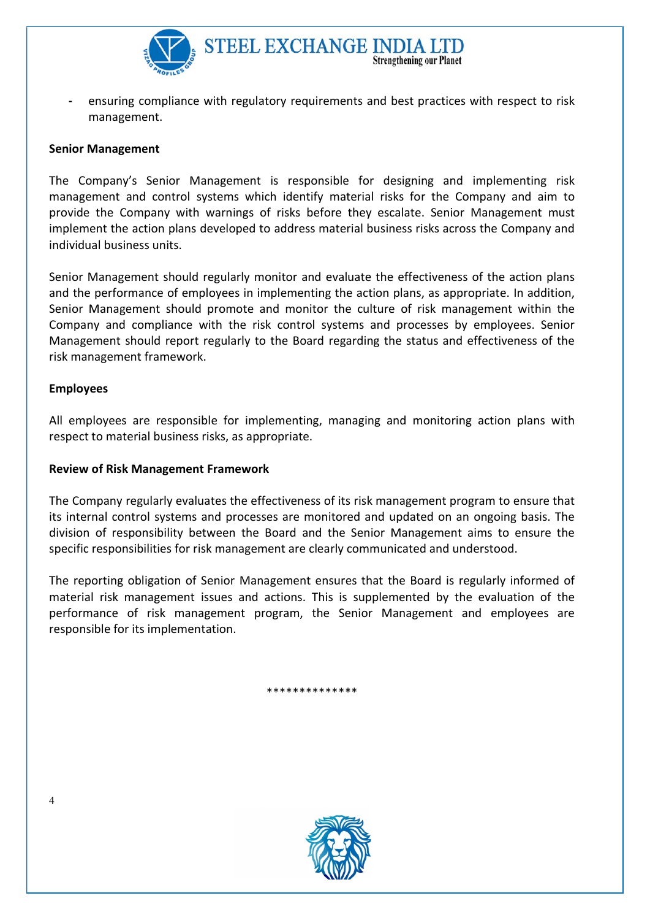- ensuring compliance with regulatory requirements and best practices with respect to risk management.

**Senior Management**

The Company's Senior Management is responsible for designing and implementing risk management and control systems which identify material risks for the Company and aim to provide the Company with warnings of risks before they escalate. Senior Management must implement the action plans developed to address material business risks across the Company and individual business units.

Senior Management should regularly monitor and evaluate the effectiveness of the action plans and the performance of employees in implementing the action plans, as appropriate. In addition, Senior Management should promote and monitor the culture of risk management within the Company and compliance with the risk control systems and processes by employees. Senior Management should report regularly to the Board regarding the status and effectiveness of the risk management framework.

**Employees**

All employees are responsible for implementing, managing and monitoring action plans with respect to material business risks, as appropriate.

**Review of Risk Management Framework**

The Company regularly evaluates the effectiveness of its risk management program to ensure that its internal control systems and processes are monitored and updated on an ongoing basis. The division of responsibility between the Board and the Senior Management aims to ensure the specific responsibilities for risk management are clearly communicated and understood.

The reporting obligation of Senior Management ensures that the Board is regularly informed of material risk management issues and actions. This is supplemented by the evaluation of the performance of risk management program, the Senior Management and employees are responsible for its implementation.

**************